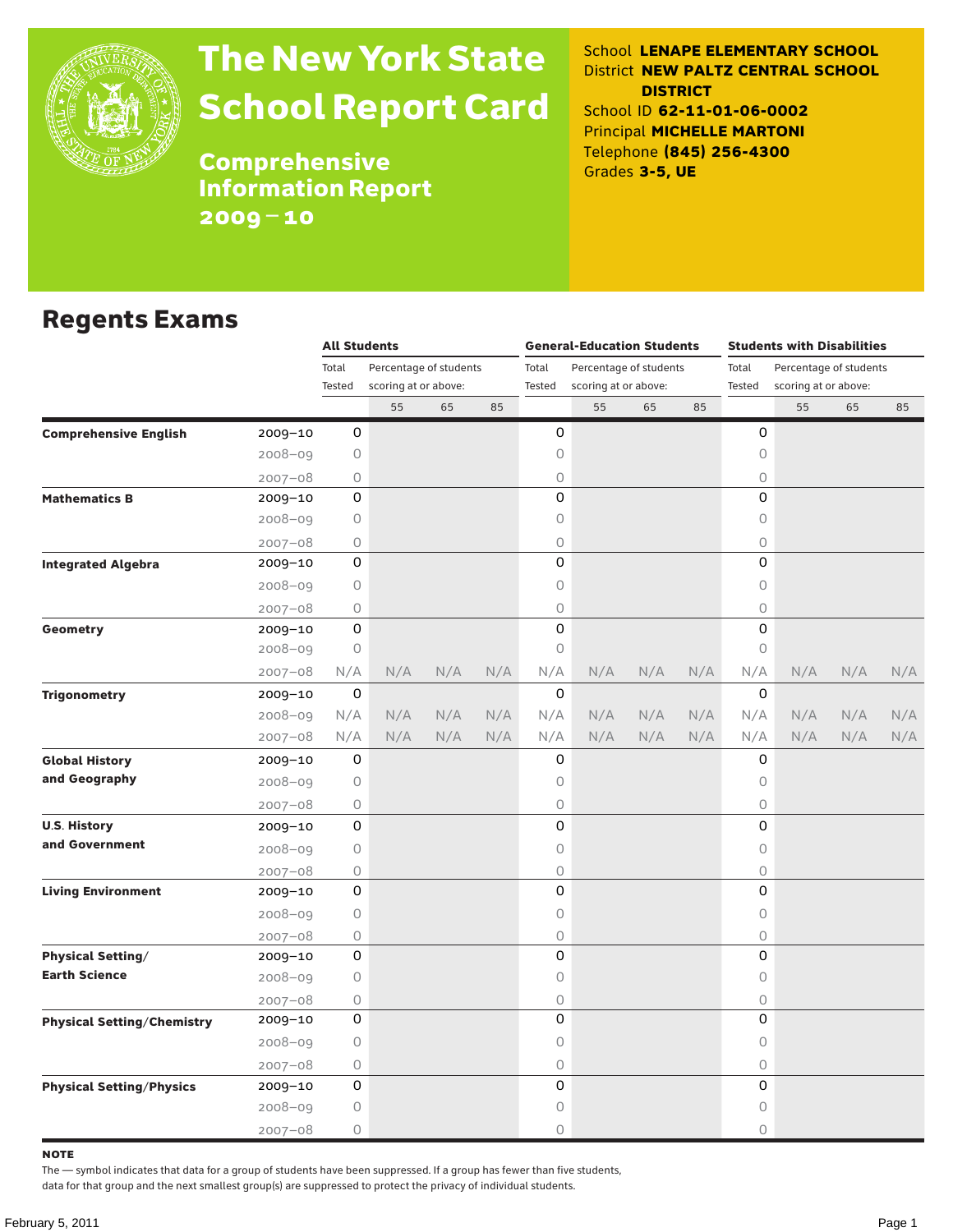# The New York State School Report Card

## Comprehensive Information Report 2009–10

School **LENAPE ELEMENTARY SCHOOL**
District **NEW PALTZ CENTRAL SCHOOL DISTRICT**
School ID **62-11-01-06-0002**
Principal **MICHELLE MARTONI**
Telephone **(845) 256-4300**
Grades **3-5, UE**

## Regents Exams

| | | All Students | | | | General-Education Students | | | | Students with Disabilities | | | |
|---|---|---|---|---|---|---|---|---|---|---|---|---|---|
| | | Total Tested | Percentage of students scoring at or above: | | | Total Tested | Percentage of students scoring at or above: | | | Total Tested | Percentage of students scoring at or above: | | |
| | | | 55 | 65 | 85 | | 55 | 65 | 85 | | 55 | 65 | 85 |
| **Comprehensive English** | 2009–10 | 0 | | | | 0 | | | | 0 | | | |
| | 2008–09 | 0 | | | | 0 | | | | 0 | | | |
| | 2007–08 | 0 | | | | 0 | | | | 0 | | | |
| **Mathematics B** | 2009–10 | 0 | | | | 0 | | | | 0 | | | |
| | 2008–09 | 0 | | | | 0 | | | | 0 | | | |
| | 2007–08 | 0 | | | | 0 | | | | 0 | | | |
| **Integrated Algebra** | 2009–10 | 0 | | | | 0 | | | | 0 | | | |
| | 2008–09 | 0 | | | | 0 | | | | 0 | | | |
| | 2007–08 | 0 | | | | 0 | | | | 0 | | | |
| **Geometry** | 2009–10 | 0 | | | | 0 | | | | 0 | | | |
| | 2008–09 | 0 | | | | 0 | | | | 0 | | | |
| | 2007–08 | N/A | N/A | N/A | N/A | N/A | N/A | N/A | N/A | N/A | N/A | N/A | N/A |
| **Trigonometry** | 2009–10 | 0 | | | | 0 | | | | 0 | | | |
| | 2008–09 | N/A | N/A | N/A | N/A | N/A | N/A | N/A | N/A | N/A | N/A | N/A | N/A |
| | 2007–08 | N/A | N/A | N/A | N/A | N/A | N/A | N/A | N/A | N/A | N/A | N/A | N/A |
| **Global History and Geography** | 2009–10 | 0 | | | | 0 | | | | 0 | | | |
| | 2008–09 | 0 | | | | 0 | | | | 0 | | | |
| | 2007–08 | 0 | | | | 0 | | | | 0 | | | |
| **U.S. History and Government** | 2009–10 | 0 | | | | 0 | | | | 0 | | | |
| | 2008–09 | 0 | | | | 0 | | | | 0 | | | |
| | 2007–08 | 0 | | | | 0 | | | | 0 | | | |
| **Living Environment** | 2009–10 | 0 | | | | 0 | | | | 0 | | | |
| | 2008–09 | 0 | | | | 0 | | | | 0 | | | |
| | 2007–08 | 0 | | | | 0 | | | | 0 | | | |
| **Physical Setting/ Earth Science** | 2009–10 | 0 | | | | 0 | | | | 0 | | | |
| | 2008–09 | 0 | | | | 0 | | | | 0 | | | |
| | 2007–08 | 0 | | | | 0 | | | | 0 | | | |
| **Physical Setting/Chemistry** | 2009–10 | 0 | | | | 0 | | | | 0 | | | |
| | 2008–09 | 0 | | | | 0 | | | | 0 | | | |
| | 2007–08 | 0 | | | | 0 | | | | 0 | | | |
| **Physical Setting/Physics** | 2009–10 | 0 | | | | 0 | | | | 0 | | | |
| | 2008–09 | 0 | | | | 0 | | | | 0 | | | |
| | 2007–08 | 0 | | | | 0 | | | | 0 | | | |

**NOTE**

The — symbol indicates that data for a group of students have been suppressed. If a group has fewer than five students, data for that group and the next smallest group(s) are suppressed to protect the privacy of individual students.

February 5, 2011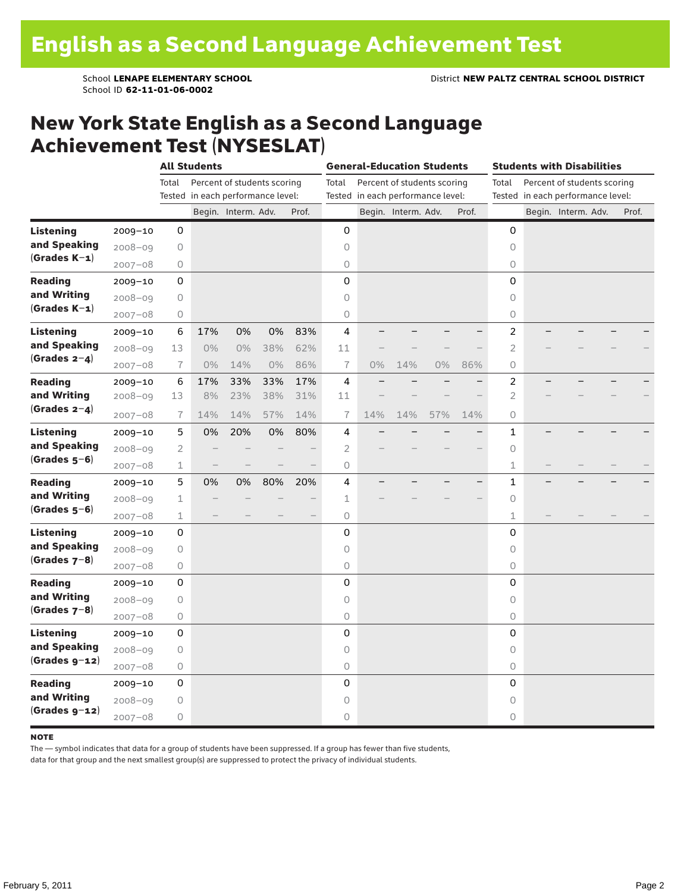# English as a Second Language Achievement Test

School **LENAPE ELEMENTARY SCHOOL**
School ID **62-11-01-06-0002**

District **NEW PALTZ CENTRAL SCHOOL DISTRICT**

## New York State English as a Second Language Achievement Test (NYSESLAT)

| | | All Students | | | | | General-Education Students | | | | | Students with Disabilities | | | | |
|---|---|---|---|---|---|---|---|---|---|---|---|---|---|---|---|---|
| | | Total Tested | Percent of students scoring in each performance level: | | | | Total Tested | Percent of students scoring in each performance level: | | | | Total Tested | Percent of students scoring in each performance level: | | | |
| | | | Begin. | Interm. | Adv. | Prof. | | Begin. | Interm. | Adv. | Prof. | | Begin. | Interm. | Adv. | Prof. |
| **Listening and Speaking (Grades K–1)** | 2009–10 | 0 | | | | | 0 | | | | | 0 | | | | |
| | 2008–09 | 0 | | | | | 0 | | | | | 0 | | | | |
| | 2007–08 | 0 | | | | | 0 | | | | | 0 | | | | |
| **Reading and Writing (Grades K–1)** | 2009–10 | 0 | | | | | 0 | | | | | 0 | | | | |
| | 2008–09 | 0 | | | | | 0 | | | | | 0 | | | | |
| | 2007–08 | 0 | | | | | 0 | | | | | 0 | | | | |
| **Listening and Speaking (Grades 2–4)** | 2009–10 | 6 | 17% | 0% | 0% | 83% | 4 | – | – | – | – | 2 | – | – | – | – |
| | 2008–09 | 13 | 0% | 0% | 38% | 62% | 11 | – | – | – | – | 2 | – | – | – | – |
| | 2007–08 | 7 | 0% | 14% | 0% | 86% | 7 | 0% | 14% | 0% | 86% | 0 | | | | |
| **Reading and Writing (Grades 2–4)** | 2009–10 | 6 | 17% | 33% | 33% | 17% | 4 | – | – | – | – | 2 | – | – | – | – |
| | 2008–09 | 13 | 8% | 23% | 38% | 31% | 11 | – | – | – | – | 2 | – | – | – | – |
| | 2007–08 | 7 | 14% | 14% | 57% | 14% | 7 | 14% | 14% | 57% | 14% | 0 | | | | |
| **Listening and Speaking (Grades 5–6)** | 2009–10 | 5 | 0% | 20% | 0% | 80% | 4 | – | – | – | – | 1 | – | – | – | – |
| | 2008–09 | 2 | – | – | – | – | 2 | – | – | – | – | 0 | | | | |
| | 2007–08 | 1 | – | – | – | – | 0 | | | | | 1 | – | – | – | – |
| **Reading and Writing (Grades 5–6)** | 2009–10 | 5 | 0% | 0% | 80% | 20% | 4 | – | – | – | – | 1 | – | – | – | – |
| | 2008–09 | 1 | – | – | – | – | 1 | – | – | – | – | 0 | | | | |
| | 2007–08 | 1 | – | – | – | – | 0 | | | | | 1 | – | – | – | – |
| **Listening and Speaking (Grades 7–8)** | 2009–10 | 0 | | | | | 0 | | | | | 0 | | | | |
| | 2008–09 | 0 | | | | | 0 | | | | | 0 | | | | |
| | 2007–08 | 0 | | | | | 0 | | | | | 0 | | | | |
| **Reading and Writing (Grades 7–8)** | 2009–10 | 0 | | | | | 0 | | | | | 0 | | | | |
| | 2008–09 | 0 | | | | | 0 | | | | | 0 | | | | |
| | 2007–08 | 0 | | | | | 0 | | | | | 0 | | | | |
| **Listening and Speaking (Grades 9–12)** | 2009–10 | 0 | | | | | 0 | | | | | 0 | | | | |
| | 2008–09 | 0 | | | | | 0 | | | | | 0 | | | | |
| | 2007–08 | 0 | | | | | 0 | | | | | 0 | | | | |
| **Reading and Writing (Grades 9–12)** | 2009–10 | 0 | | | | | 0 | | | | | 0 | | | | |
| | 2008–09 | 0 | | | | | 0 | | | | | 0 | | | | |
| | 2007–08 | 0 | | | | | 0 | | | | | 0 | | | | |

**NOTE**

The — symbol indicates that data for a group of students have been suppressed. If a group has fewer than five students, data for that group and the next smallest group(s) are suppressed to protect the privacy of individual students.

February 5, 2011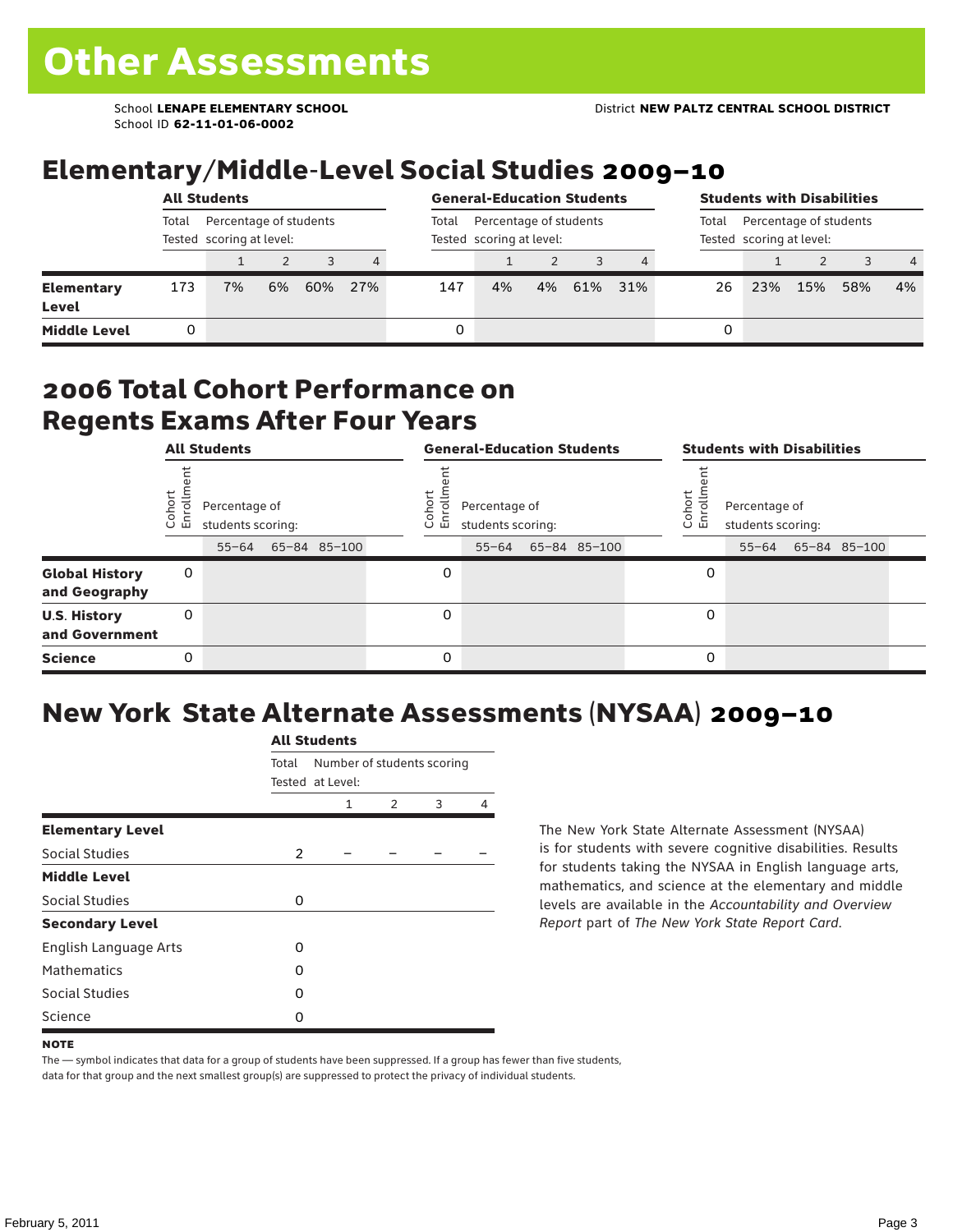# Other Assessments

School **LENAPE ELEMENTARY SCHOOL**
School ID **62-11-01-06-0002**

District **NEW PALTZ CENTRAL SCHOOL DISTRICT**

## Elementary/Middle-Level Social Studies 2009–10

| | All Students | | | | | General-Education Students | | | | | Students with Disabilities | | | | |
|---|---|---|---|---|---|---|---|---|---|---|---|---|---|---|---|
| | Total Tested | Percentage of students scoring at level: | | | | Total Tested | Percentage of students scoring at level: | | | | Total Tested | Percentage of students scoring at level: | | | |
| | | 1 | 2 | 3 | 4 | | 1 | 2 | 3 | 4 | | 1 | 2 | 3 | 4 |
| **Elementary Level** | 173 | 7% | 6% | 60% | 27% | 147 | 4% | 4% | 61% | 31% | 26 | 23% | 15% | 58% | 4% |
| **Middle Level** | 0 | | | | | 0 | | | | | 0 | | | | |

## 2006 Total Cohort Performance on Regents Exams After Four Years

| | All Students | | | | General-Education Students | | | | Students with Disabilities | | | |
|---|---|---|---|---|---|---|---|---|---|---|---|---|
| | Cohort Enrollment | Percentage of students scoring: | | | Cohort Enrollment | Percentage of students scoring: | | | Cohort Enrollment | Percentage of students scoring: | | |
| | | 55–64 | 65–84 | 85–100 | | 55–64 | 65–84 | 85–100 | | 55–64 | 65–84 | 85–100 |
| **Global History and Geography** | 0 | | | | 0 | | | | 0 | | | |
| **U.S. History and Government** | 0 | | | | 0 | | | | 0 | | | |
| **Science** | 0 | | | | 0 | | | | 0 | | | |

## New York State Alternate Assessments (NYSAA) 2009–10

| | All Students | | | | |
|---|---|---|---|---|---|
| | Total Tested | Number of students scoring at Level: | | | |
| | | 1 | 2 | 3 | 4 |
| **Elementary Level** | | | | | |
| Social Studies | 2 | – | – | – | – |
| **Middle Level** | | | | | |
| Social Studies | 0 | | | | |
| **Secondary Level** | | | | | |
| English Language Arts | 0 | | | | |
| Mathematics | 0 | | | | |
| Social Studies | 0 | | | | |
| Science | 0 | | | | |

The New York State Alternate Assessment (NYSAA) is for students with severe cognitive disabilities. Results for students taking the NYSAA in English language arts, mathematics, and science at the elementary and middle levels are available in the *Accountability and Overview Report* part of *The New York State Report Card*.

**NOTE**

The — symbol indicates that data for a group of students have been suppressed. If a group has fewer than five students, data for that group and the next smallest group(s) are suppressed to protect the privacy of individual students.

February 5, 2011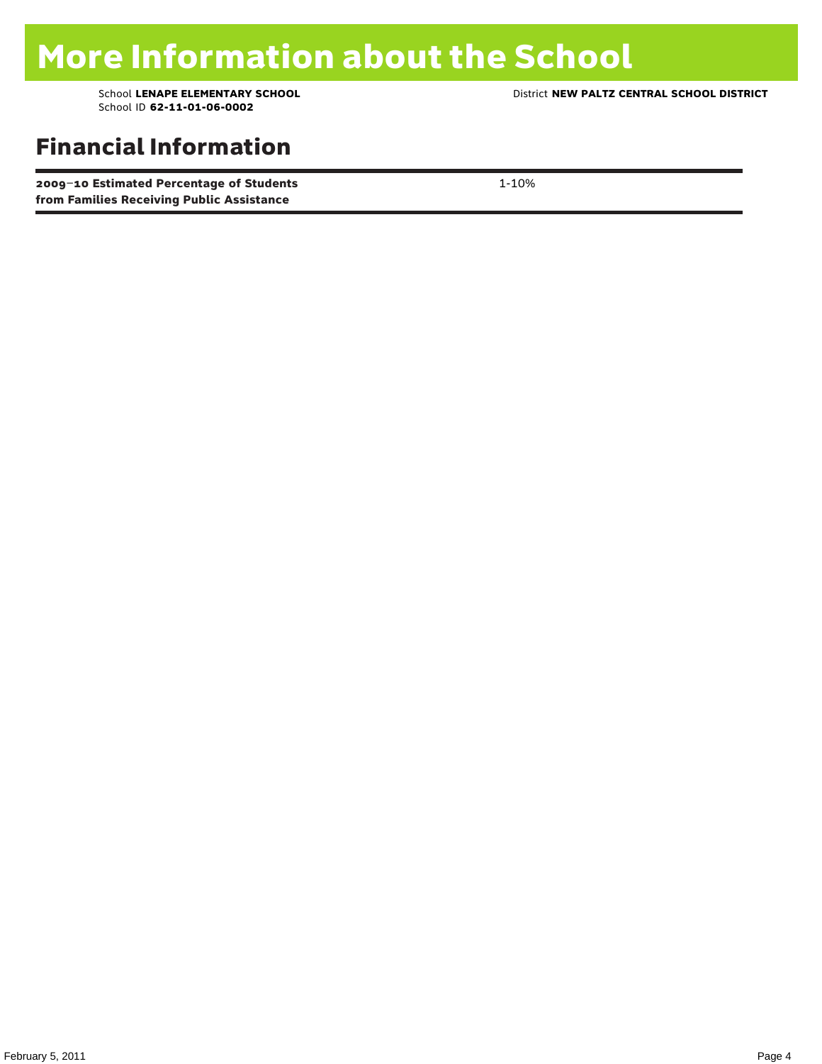# More Information about the School

School **LENAPE ELEMENTARY SCHOOL**
School ID **62-11-01-06-0002**

District **NEW PALTZ CENTRAL SCHOOL DISTRICT**

## Financial Information

| | |
|---|---|
| **2009–10 Estimated Percentage of Students from Families Receiving Public Assistance** | 1-10% |